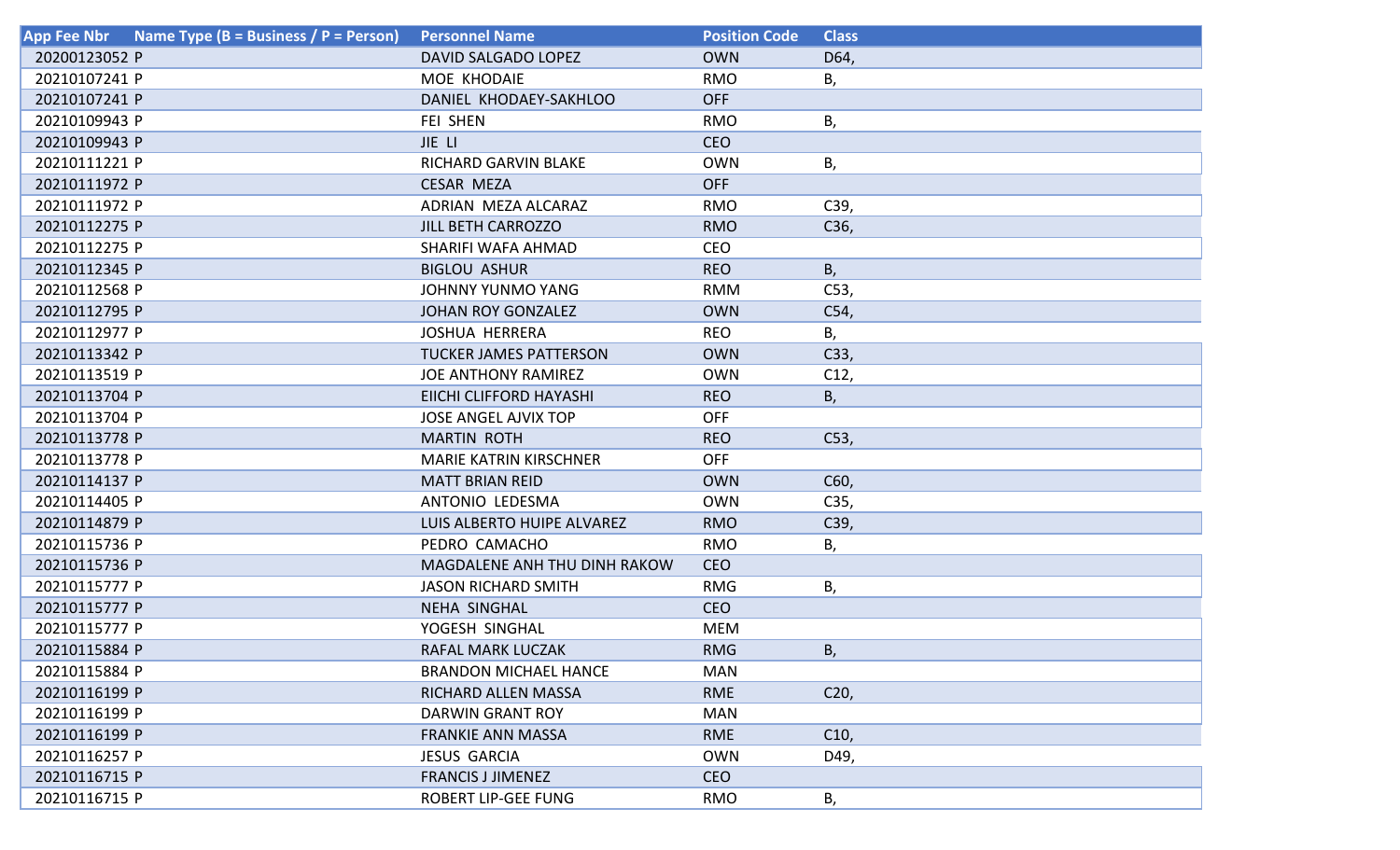| App Fee Nbr | Name Type (B = Business / P = Person) | Personnel Name | Position Code | Class |
|---|---|---|---|---|
| 20200123052 | P | DAVID SALGADO LOPEZ | OWN | D64, |
| 20210107241 | P | MOE KHODAIE | RMO | B, |
| 20210107241 | P | DANIEL KHODAEY-SAKHLOO | OFF | |
| 20210109943 | P | FEI SHEN | RMO | B, |
| 20210109943 | P | JIE LI | CEO | |
| 20210111221 | P | RICHARD GARVIN BLAKE | OWN | B, |
| 20210111972 | P | CESAR MEZA | OFF | |
| 20210111972 | P | ADRIAN MEZA ALCARAZ | RMO | C39, |
| 20210112275 | P | JILL BETH CARROZZO | RMO | C36, |
| 20210112275 | P | SHARIFI WAFA AHMAD | CEO | |
| 20210112345 | P | BIGLOU ASHUR | REO | B, |
| 20210112568 | P | JOHNNY YUNMO YANG | RMM | C53, |
| 20210112795 | P | JOHAN ROY GONZALEZ | OWN | C54, |
| 20210112977 | P | JOSHUA HERRERA | REO | B, |
| 20210113342 | P | TUCKER JAMES PATTERSON | OWN | C33, |
| 20210113519 | P | JOE ANTHONY RAMIREZ | OWN | C12, |
| 20210113704 | P | EIICHI CLIFFORD HAYASHI | REO | B, |
| 20210113704 | P | JOSE ANGEL AJVIX TOP | OFF | |
| 20210113778 | P | MARTIN ROTH | REO | C53, |
| 20210113778 | P | MARIE KATRIN KIRSCHNER | OFF | |
| 20210114137 | P | MATT BRIAN REID | OWN | C60, |
| 20210114405 | P | ANTONIO LEDESMA | OWN | C35, |
| 20210114879 | P | LUIS ALBERTO HUIPE ALVAREZ | RMO | C39, |
| 20210115736 | P | PEDRO CAMACHO | RMO | B, |
| 20210115736 | P | MAGDALENE ANH THU DINH RAKOW | CEO | |
| 20210115777 | P | JASON RICHARD SMITH | RMG | B, |
| 20210115777 | P | NEHA SINGHAL | CEO | |
| 20210115777 | P | YOGESH SINGHAL | MEM | |
| 20210115884 | P | RAFAL MARK LUCZAK | RMG | B, |
| 20210115884 | P | BRANDON MICHAEL HANCE | MAN | |
| 20210116199 | P | RICHARD ALLEN MASSA | RME | C20, |
| 20210116199 | P | DARWIN GRANT ROY | MAN | |
| 20210116199 | P | FRANKIE ANN MASSA | RME | C10, |
| 20210116257 | P | JESUS GARCIA | OWN | D49, |
| 20210116715 | P | FRANCIS J JIMENEZ | CEO | |
| 20210116715 | P | ROBERT LIP-GEE FUNG | RMO | B, |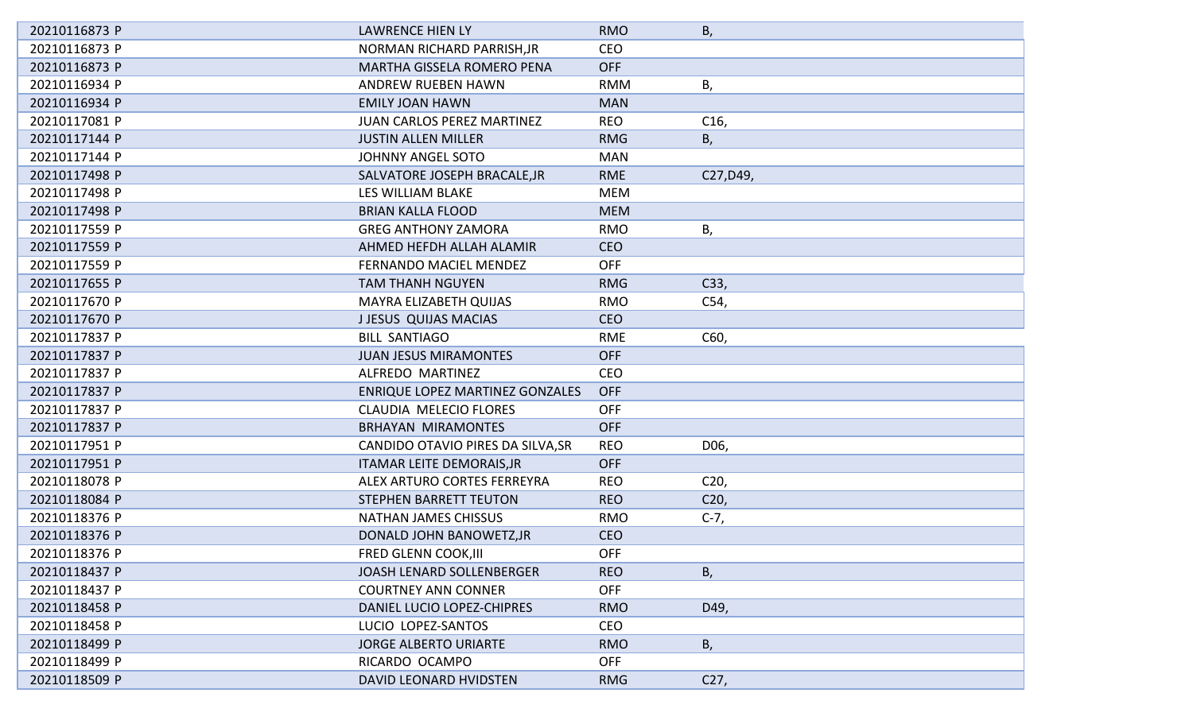| | | | |
|---|---|---|---|
| 20210116873 P | LAWRENCE HIEN LY | RMO | B, |
| 20210116873 P | NORMAN RICHARD PARRISH,JR | CEO | |
| 20210116873 P | MARTHA GISSELA ROMERO PENA | OFF | |
| 20210116934 P | ANDREW RUEBEN HAWN | RMM | B, |
| 20210116934 P | EMILY JOAN HAWN | MAN | |
| 20210117081 P | JUAN CARLOS PEREZ MARTINEZ | REO | C16, |
| 20210117144 P | JUSTIN ALLEN MILLER | RMG | B, |
| 20210117144 P | JOHNNY ANGEL SOTO | MAN | |
| 20210117498 P | SALVATORE JOSEPH BRACALE,JR | RME | C27,D49, |
| 20210117498 P | LES WILLIAM BLAKE | MEM | |
| 20210117498 P | BRIAN KALLA FLOOD | MEM | |
| 20210117559 P | GREG ANTHONY ZAMORA | RMO | B, |
| 20210117559 P | AHMED HEFDH ALLAH ALAMIR | CEO | |
| 20210117559 P | FERNANDO MACIEL MENDEZ | OFF | |
| 20210117655 P | TAM THANH NGUYEN | RMG | C33, |
| 20210117670 P | MAYRA ELIZABETH QUIJAS | RMO | C54, |
| 20210117670 P | J JESUS QUIJAS MACIAS | CEO | |
| 20210117837 P | BILL SANTIAGO | RME | C60, |
| 20210117837 P | JUAN JESUS MIRAMONTES | OFF | |
| 20210117837 P | ALFREDO MARTINEZ | CEO | |
| 20210117837 P | ENRIQUE LOPEZ MARTINEZ GONZALES | OFF | |
| 20210117837 P | CLAUDIA MELECIO FLORES | OFF | |
| 20210117837 P | BRHAYAN MIRAMONTES | OFF | |
| 20210117951 P | CANDIDO OTAVIO PIRES DA SILVA,SR | REO | D06, |
| 20210117951 P | ITAMAR LEITE DEMORAIS,JR | OFF | |
| 20210118078 P | ALEX ARTURO CORTES FERREYRA | REO | C20, |
| 20210118084 P | STEPHEN BARRETT TEUTON | REO | C20, |
| 20210118376 P | NATHAN JAMES CHISSUS | RMO | C-7, |
| 20210118376 P | DONALD JOHN BANOWETZ,JR | CEO | |
| 20210118376 P | FRED GLENN COOK,III | OFF | |
| 20210118437 P | JOASH LENARD SOLLENBERGER | REO | B, |
| 20210118437 P | COURTNEY ANN CONNER | OFF | |
| 20210118458 P | DANIEL LUCIO LOPEZ-CHIPRES | RMO | D49, |
| 20210118458 P | LUCIO LOPEZ-SANTOS | CEO | |
| 20210118499 P | JORGE ALBERTO URIARTE | RMO | B, |
| 20210118499 P | RICARDO OCAMPO | OFF | |
| 20210118509 P | DAVID LEONARD HVIDSTEN | RMG | C27, |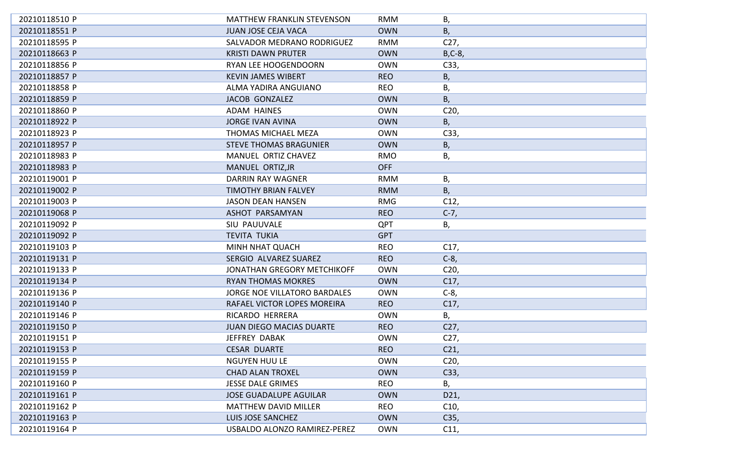| | | | |
|---|---|---|---|
| 20210118510 P | MATTHEW FRANKLIN STEVENSON | RMM | B, |
| 20210118551 P | JUAN JOSE CEJA VACA | OWN | B, |
| 20210118595 P | SALVADOR MEDRANO RODRIGUEZ | RMM | C27, |
| 20210118663 P | KRISTI DAWN PRUTER | OWN | B,C-8, |
| 20210118856 P | RYAN LEE HOOGENDOORN | OWN | C33, |
| 20210118857 P | KEVIN JAMES WIBERT | REO | B, |
| 20210118858 P | ALMA YADIRA ANGUIANO | REO | B, |
| 20210118859 P | JACOB GONZALEZ | OWN | B, |
| 20210118860 P | ADAM HAINES | OWN | C20, |
| 20210118922 P | JORGE IVAN AVINA | OWN | B, |
| 20210118923 P | THOMAS MICHAEL MEZA | OWN | C33, |
| 20210118957 P | STEVE THOMAS BRAGUNIER | OWN | B, |
| 20210118983 P | MANUEL ORTIZ CHAVEZ | RMO | B, |
| 20210118983 P | MANUEL ORTIZ,JR | OFF | |
| 20210119001 P | DARRIN RAY WAGNER | RMM | B, |
| 20210119002 P | TIMOTHY BRIAN FALVEY | RMM | B, |
| 20210119003 P | JASON DEAN HANSEN | RMG | C12, |
| 20210119068 P | ASHOT PARSAMYAN | REO | C-7, |
| 20210119092 P | SIU PAUUVALE | QPT | B, |
| 20210119092 P | TEVITA TUKIA | GPT | |
| 20210119103 P | MINH NHAT QUACH | REO | C17, |
| 20210119131 P | SERGIO ALVAREZ SUAREZ | REO | C-8, |
| 20210119133 P | JONATHAN GREGORY METCHIKOFF | OWN | C20, |
| 20210119134 P | RYAN THOMAS MOKRES | OWN | C17, |
| 20210119136 P | JORGE NOE VILLATORO BARDALES | OWN | C-8, |
| 20210119140 P | RAFAEL VICTOR LOPES MOREIRA | REO | C17, |
| 20210119146 P | RICARDO HERRERA | OWN | B, |
| 20210119150 P | JUAN DIEGO MACIAS DUARTE | REO | C27, |
| 20210119151 P | JEFFREY DABAK | OWN | C27, |
| 20210119153 P | CESAR DUARTE | REO | C21, |
| 20210119155 P | NGUYEN HUU LE | OWN | C20, |
| 20210119159 P | CHAD ALAN TROXEL | OWN | C33, |
| 20210119160 P | JESSE DALE GRIMES | REO | B, |
| 20210119161 P | JOSE GUADALUPE AGUILAR | OWN | D21, |
| 20210119162 P | MATTHEW DAVID MILLER | REO | C10, |
| 20210119163 P | LUIS JOSE SANCHEZ | OWN | C35, |
| 20210119164 P | USBALDO ALONZO RAMIREZ-PEREZ | OWN | C11, |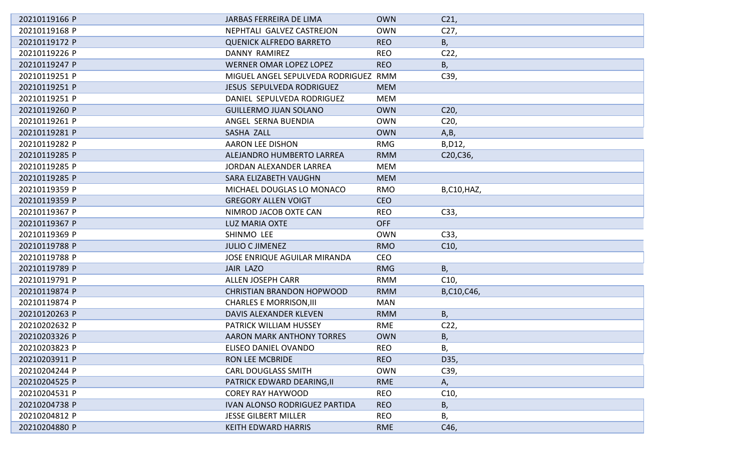| | | | |
|---|---|---|---|
| 20210119166 P | JARBAS FERREIRA DE LIMA | OWN | C21, |
| 20210119168 P | NEPHTALI GALVEZ CASTREJON | OWN | C27, |
| 20210119172 P | QUENICK ALFREDO BARRETO | REO | B, |
| 20210119226 P | DANNY RAMIREZ | REO | C22, |
| 20210119247 P | WERNER OMAR LOPEZ LOPEZ | REO | B, |
| 20210119251 P | MIGUEL ANGEL SEPULVEDA RODRIGUEZ | RMM | C39, |
| 20210119251 P | JESUS SEPULVEDA RODRIGUEZ | MEM | |
| 20210119251 P | DANIEL SEPULVEDA RODRIGUEZ | MEM | |
| 20210119260 P | GUILLERMO JUAN SOLANO | OWN | C20, |
| 20210119261 P | ANGEL SERNA BUENDIA | OWN | C20, |
| 20210119281 P | SASHA ZALL | OWN | A,B, |
| 20210119282 P | AARON LEE DISHON | RMG | B,D12, |
| 20210119285 P | ALEJANDRO HUMBERTO LARREA | RMM | C20,C36, |
| 20210119285 P | JORDAN ALEXANDER LARREA | MEM | |
| 20210119285 P | SARA ELIZABETH VAUGHN | MEM | |
| 20210119359 P | MICHAEL DOUGLAS LO MONACO | RMO | B,C10,HAZ, |
| 20210119359 P | GREGORY ALLEN VOIGT | CEO | |
| 20210119367 P | NIMROD JACOB OXTE CAN | REO | C33, |
| 20210119367 P | LUZ MARIA OXTE | OFF | |
| 20210119369 P | SHINMO LEE | OWN | C33, |
| 20210119788 P | JULIO C JIMENEZ | RMO | C10, |
| 20210119788 P | JOSE ENRIQUE AGUILAR MIRANDA | CEO | |
| 20210119789 P | JAIR LAZO | RMG | B, |
| 20210119791 P | ALLEN JOSEPH CARR | RMM | C10, |
| 20210119874 P | CHRISTIAN BRANDON HOPWOOD | RMM | B,C10,C46, |
| 20210119874 P | CHARLES E MORRISON,III | MAN | |
| 20210120263 P | DAVIS ALEXANDER KLEVEN | RMM | B, |
| 20210202632 P | PATRICK WILLIAM HUSSEY | RME | C22, |
| 20210203326 P | AARON MARK ANTHONY TORRES | OWN | B, |
| 20210203823 P | ELISEO DANIEL OVANDO | REO | B, |
| 20210203911 P | RON LEE MCBRIDE | REO | D35, |
| 20210204244 P | CARL DOUGLASS SMITH | OWN | C39, |
| 20210204525 P | PATRICK EDWARD DEARING,II | RME | A, |
| 20210204531 P | COREY RAY HAYWOOD | REO | C10, |
| 20210204738 P | IVAN ALONSO RODRIGUEZ PARTIDA | REO | B, |
| 20210204812 P | JESSE GILBERT MILLER | REO | B, |
| 20210204880 P | KEITH EDWARD HARRIS | RME | C46, |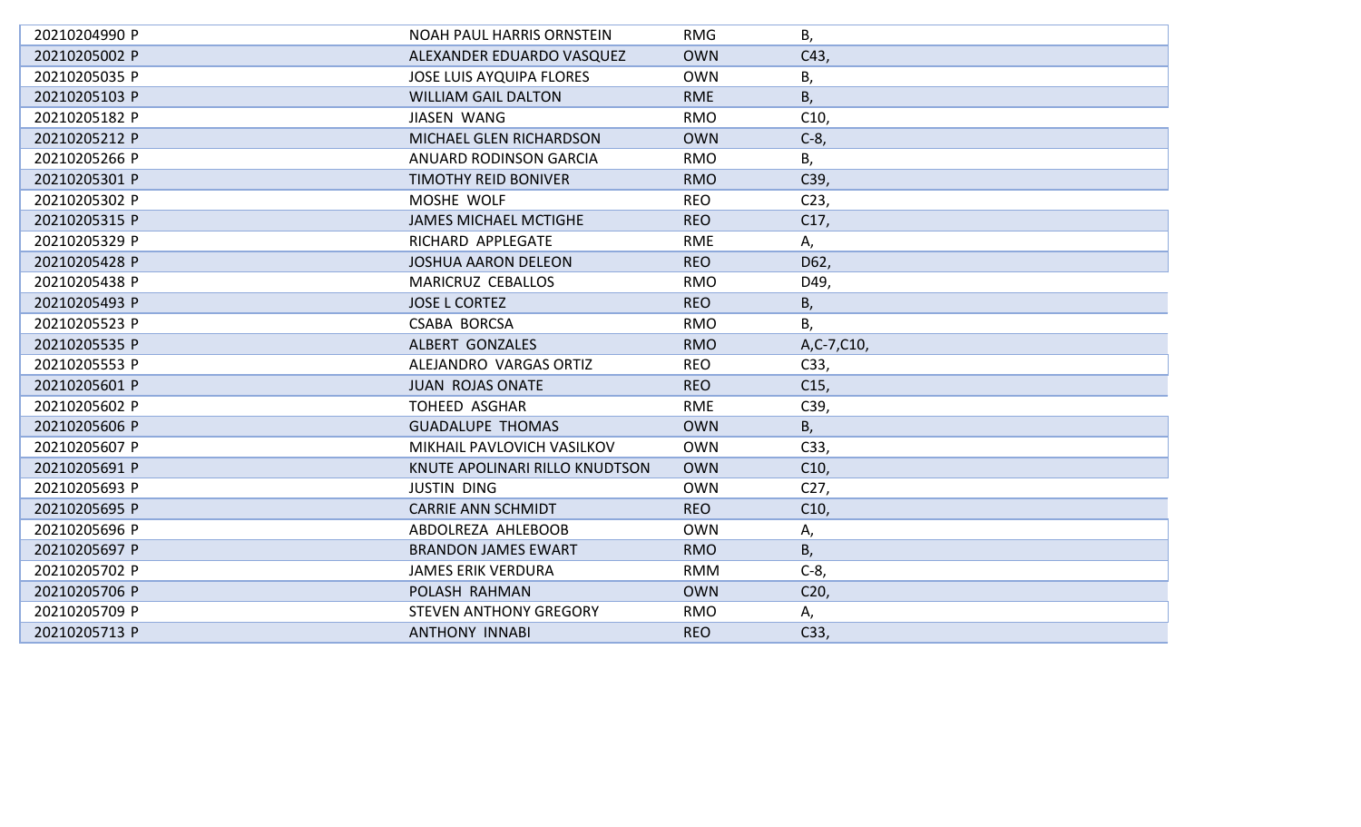| | | | |
|---|---|---|---|
| 20210204990 P | NOAH PAUL HARRIS ORNSTEIN | RMG | B, |
| 20210205002 P | ALEXANDER EDUARDO VASQUEZ | OWN | C43, |
| 20210205035 P | JOSE LUIS AYQUIPA FLORES | OWN | B, |
| 20210205103 P | WILLIAM GAIL DALTON | RME | B, |
| 20210205182 P | JIASEN WANG | RMO | C10, |
| 20210205212 P | MICHAEL GLEN RICHARDSON | OWN | C-8, |
| 20210205266 P | ANUARD RODINSON GARCIA | RMO | B, |
| 20210205301 P | TIMOTHY REID BONIVER | RMO | C39, |
| 20210205302 P | MOSHE WOLF | REO | C23, |
| 20210205315 P | JAMES MICHAEL MCTIGHE | REO | C17, |
| 20210205329 P | RICHARD APPLEGATE | RME | A, |
| 20210205428 P | JOSHUA AARON DELEON | REO | D62, |
| 20210205438 P | MARICRUZ CEBALLOS | RMO | D49, |
| 20210205493 P | JOSE L CORTEZ | REO | B, |
| 20210205523 P | CSABA BORCSA | RMO | B, |
| 20210205535 P | ALBERT GONZALES | RMO | A,C-7,C10, |
| 20210205553 P | ALEJANDRO VARGAS ORTIZ | REO | C33, |
| 20210205601 P | JUAN ROJAS ONATE | REO | C15, |
| 20210205602 P | TOHEED ASGHAR | RME | C39, |
| 20210205606 P | GUADALUPE THOMAS | OWN | B, |
| 20210205607 P | MIKHAIL PAVLOVICH VASILKOV | OWN | C33, |
| 20210205691 P | KNUTE APOLINARI RILLO KNUDTSON | OWN | C10, |
| 20210205693 P | JUSTIN DING | OWN | C27, |
| 20210205695 P | CARRIE ANN SCHMIDT | REO | C10, |
| 20210205696 P | ABDOLREZA AHLEBOOB | OWN | A, |
| 20210205697 P | BRANDON JAMES EWART | RMO | B, |
| 20210205702 P | JAMES ERIK VERDURA | RMM | C-8, |
| 20210205706 P | POLASH RAHMAN | OWN | C20, |
| 20210205709 P | STEVEN ANTHONY GREGORY | RMO | A, |
| 20210205713 P | ANTHONY INNABI | REO | C33, |